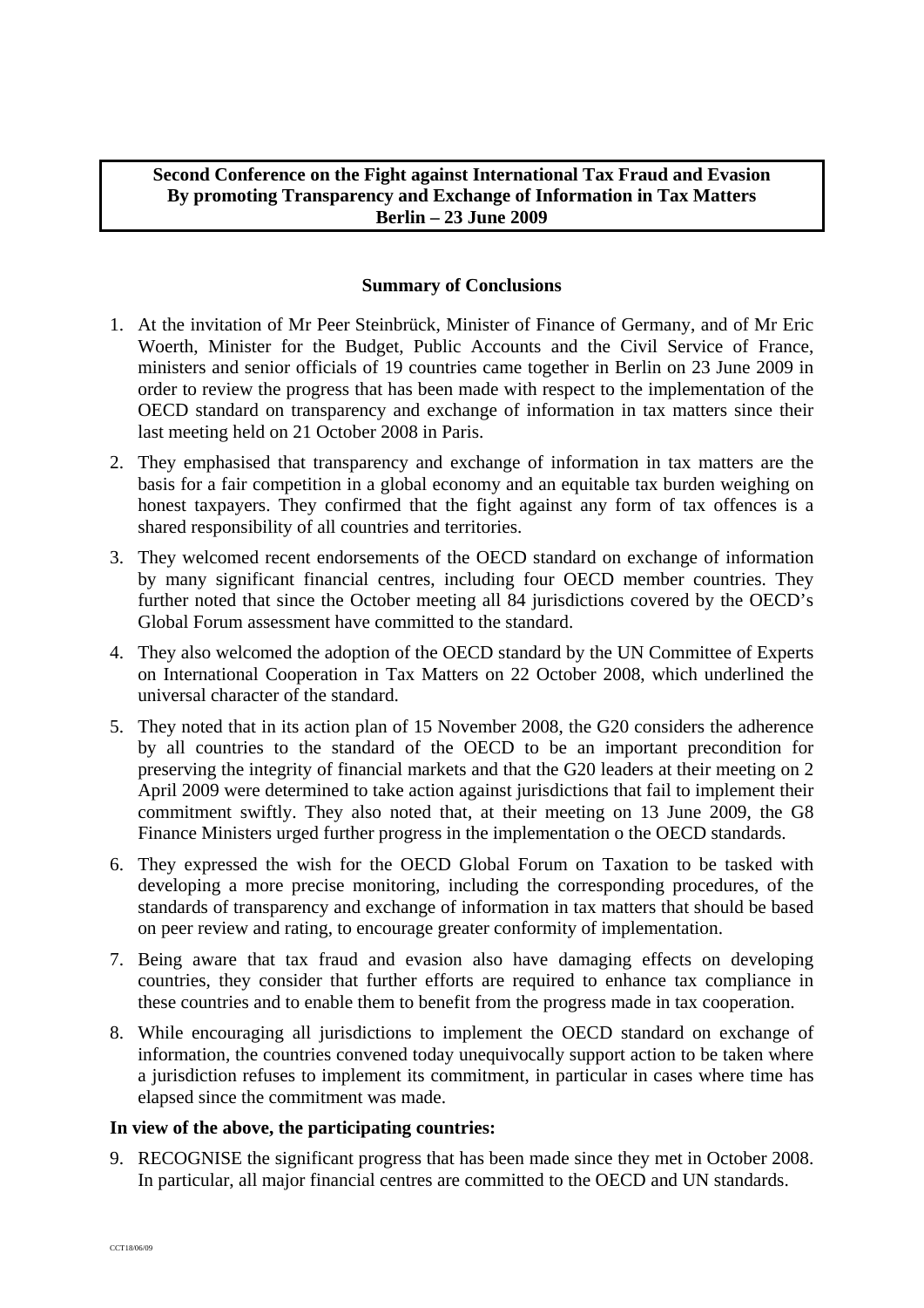**Second Conference on the Fight against International Tax Fraud and Evasion By promoting Transparency and Exchange of Information in Tax Matters Berlin – 23 June 2009**

## Summary of Conclusions

1. At the invitation of Mr Peer Steinbrück, Minister of Finance of Germany, and of Mr Eric Woerth, Minister for the Budget, Public Accounts and the Civil Service of France, ministers and senior officials of 19 countries came together in Berlin on 23 June 2009 in order to review the progress that has been made with respect to the implementation of the OECD standard on transparency and exchange of information in tax matters since their last meeting held on 21 October 2008 in Paris.
2. They emphasised that transparency and exchange of information in tax matters are the basis for a fair competition in a global economy and an equitable tax burden weighing on honest taxpayers. They confirmed that the fight against any form of tax offences is a shared responsibility of all countries and territories.
3. They welcomed recent endorsements of the OECD standard on exchange of information by many significant financial centres, including four OECD member countries. They further noted that since the October meeting all 84 jurisdictions covered by the OECD's Global Forum assessment have committed to the standard.
4. They also welcomed the adoption of the OECD standard by the UN Committee of Experts on International Cooperation in Tax Matters on 22 October 2008, which underlined the universal character of the standard.
5. They noted that in its action plan of 15 November 2008, the G20 considers the adherence by all countries to the standard of the OECD to be an important precondition for preserving the integrity of financial markets and that the G20 leaders at their meeting on 2 April 2009 were determined to take action against jurisdictions that fail to implement their commitment swiftly. They also noted that, at their meeting on 13 June 2009, the G8 Finance Ministers urged further progress in the implementation o the OECD standards.
6. They expressed the wish for the OECD Global Forum on Taxation to be tasked with developing a more precise monitoring, including the corresponding procedures, of the standards of transparency and exchange of information in tax matters that should be based on peer review and rating, to encourage greater conformity of implementation.
7. Being aware that tax fraud and evasion also have damaging effects on developing countries, they consider that further efforts are required to enhance tax compliance in these countries and to enable them to benefit from the progress made in tax cooperation.
8. While encouraging all jurisdictions to implement the OECD standard on exchange of information, the countries convened today unequivocally support action to be taken where a jurisdiction refuses to implement its commitment, in particular in cases where time has elapsed since the commitment was made.

**In view of the above, the participating countries:**

9. RECOGNISE the significant progress that has been made since they met in October 2008. In particular, all major financial centres are committed to the OECD and UN standards.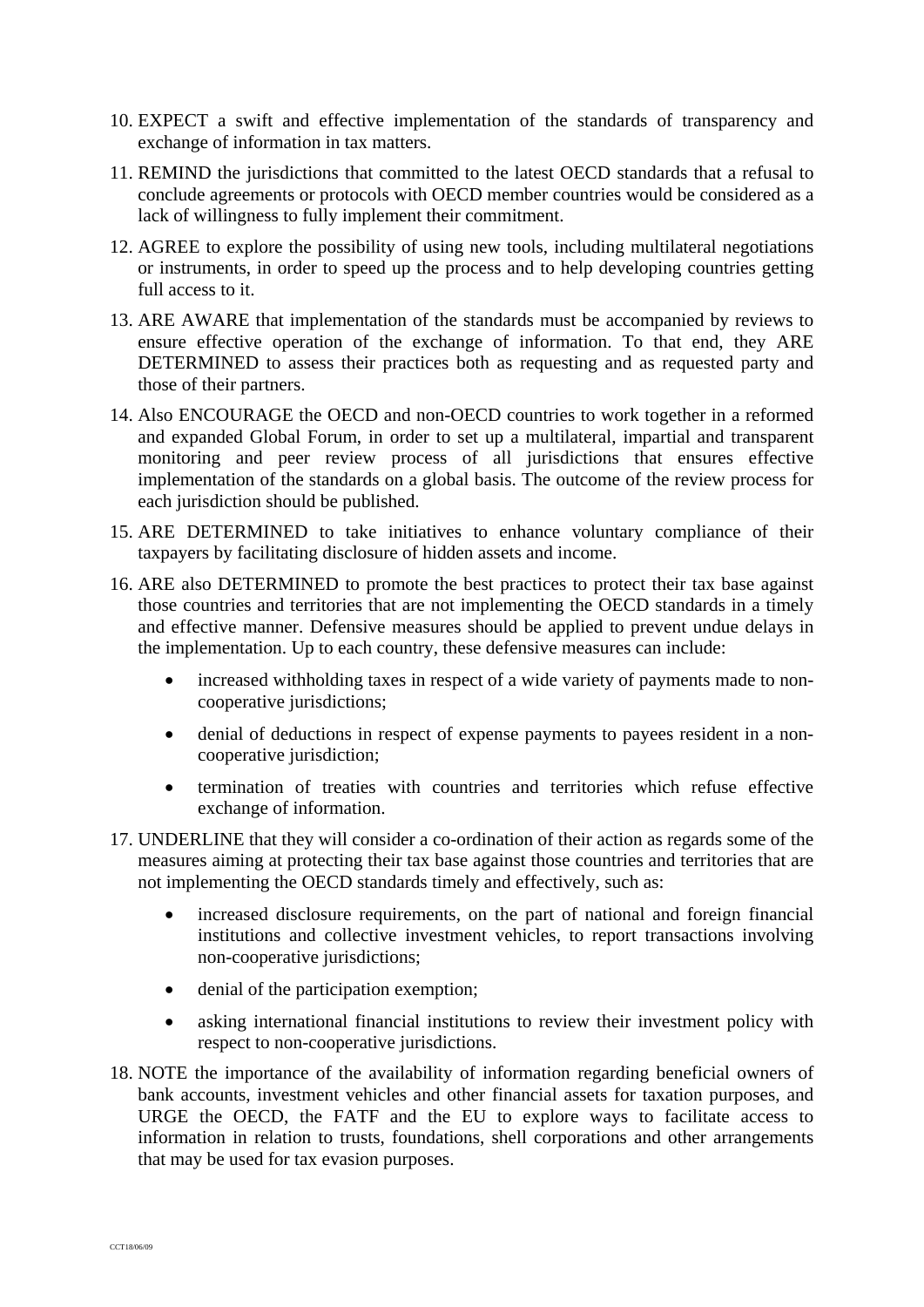10. EXPECT a swift and effective implementation of the standards of transparency and exchange of information in tax matters.

11. REMIND the jurisdictions that committed to the latest OECD standards that a refusal to conclude agreements or protocols with OECD member countries would be considered as a lack of willingness to fully implement their commitment.

12. AGREE to explore the possibility of using new tools, including multilateral negotiations or instruments, in order to speed up the process and to help developing countries getting full access to it.

13. ARE AWARE that implementation of the standards must be accompanied by reviews to ensure effective operation of the exchange of information. To that end, they ARE DETERMINED to assess their practices both as requesting and as requested party and those of their partners.

14. Also ENCOURAGE the OECD and non-OECD countries to work together in a reformed and expanded Global Forum, in order to set up a multilateral, impartial and transparent monitoring and peer review process of all jurisdictions that ensures effective implementation of the standards on a global basis. The outcome of the review process for each jurisdiction should be published.

15. ARE DETERMINED to take initiatives to enhance voluntary compliance of their taxpayers by facilitating disclosure of hidden assets and income.

16. ARE also DETERMINED to promote the best practices to protect their tax base against those countries and territories that are not implementing the OECD standards in a timely and effective manner. Defensive measures should be applied to prevent undue delays in the implementation. Up to each country, these defensive measures can include:

    - increased withholding taxes in respect of a wide variety of payments made to non-cooperative jurisdictions;
    - denial of deductions in respect of expense payments to payees resident in a non-cooperative jurisdiction;
    - termination of treaties with countries and territories which refuse effective exchange of information.

17. UNDERLINE that they will consider a co-ordination of their action as regards some of the measures aiming at protecting their tax base against those countries and territories that are not implementing the OECD standards timely and effectively, such as:

    - increased disclosure requirements, on the part of national and foreign financial institutions and collective investment vehicles, to report transactions involving non-cooperative jurisdictions;
    - denial of the participation exemption;
    - asking international financial institutions to review their investment policy with respect to non-cooperative jurisdictions.

18. NOTE the importance of the availability of information regarding beneficial owners of bank accounts, investment vehicles and other financial assets for taxation purposes, and URGE the OECD, the FATF and the EU to explore ways to facilitate access to information in relation to trusts, foundations, shell corporations and other arrangements that may be used for tax evasion purposes.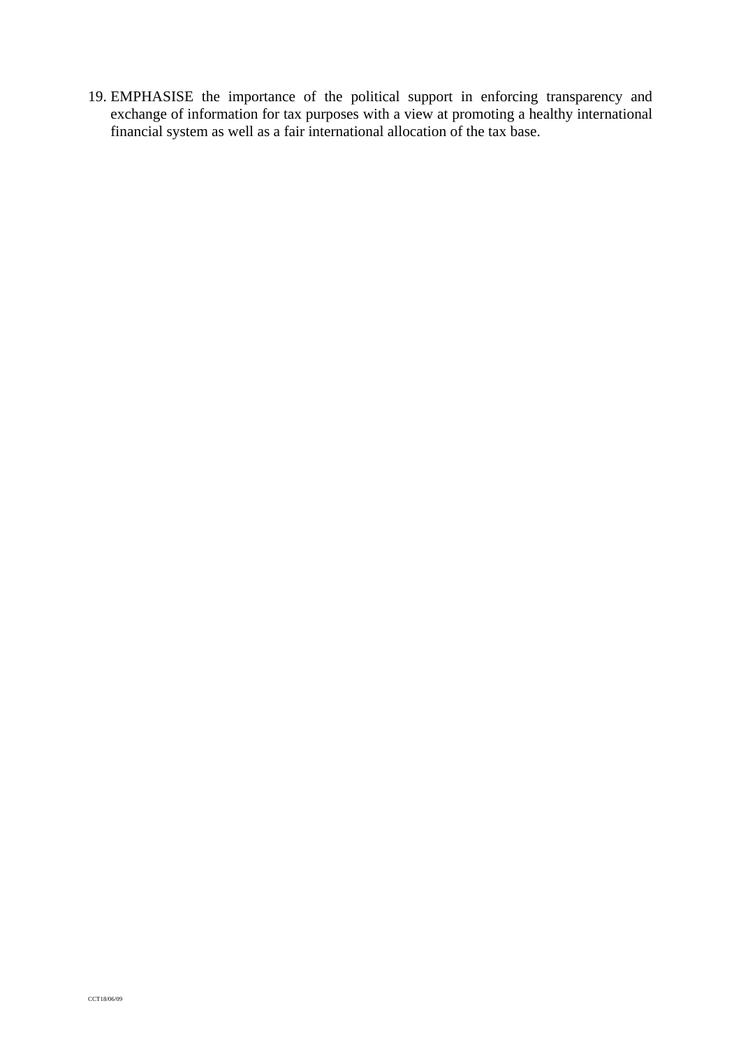19. EMPHASISE the importance of the political support in enforcing transparency and exchange of information for tax purposes with a view at promoting a healthy international financial system as well as a fair international allocation of the tax base.